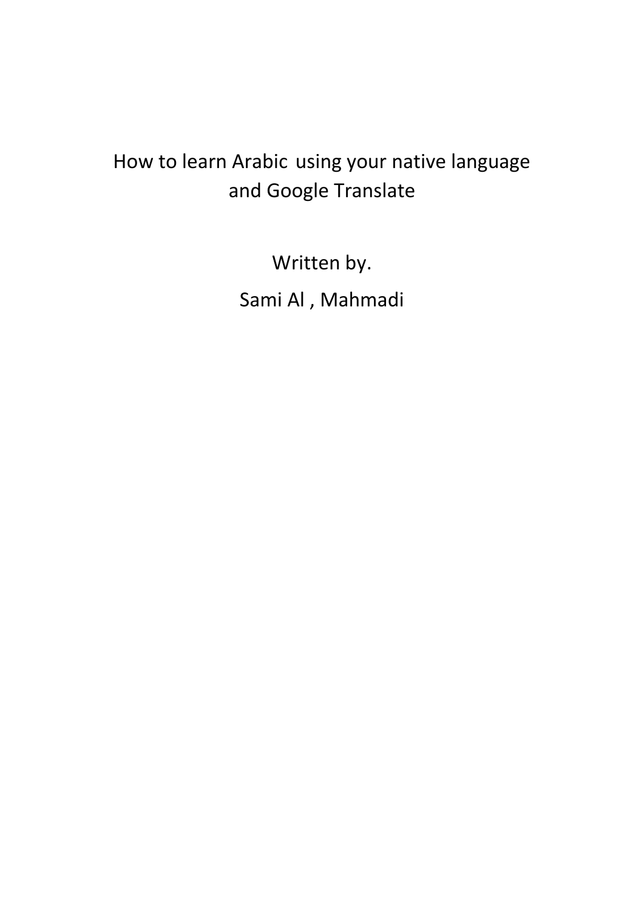# How to learn Arabic using your native language and Google Translate

Written by.

Sami Al , Mahmadi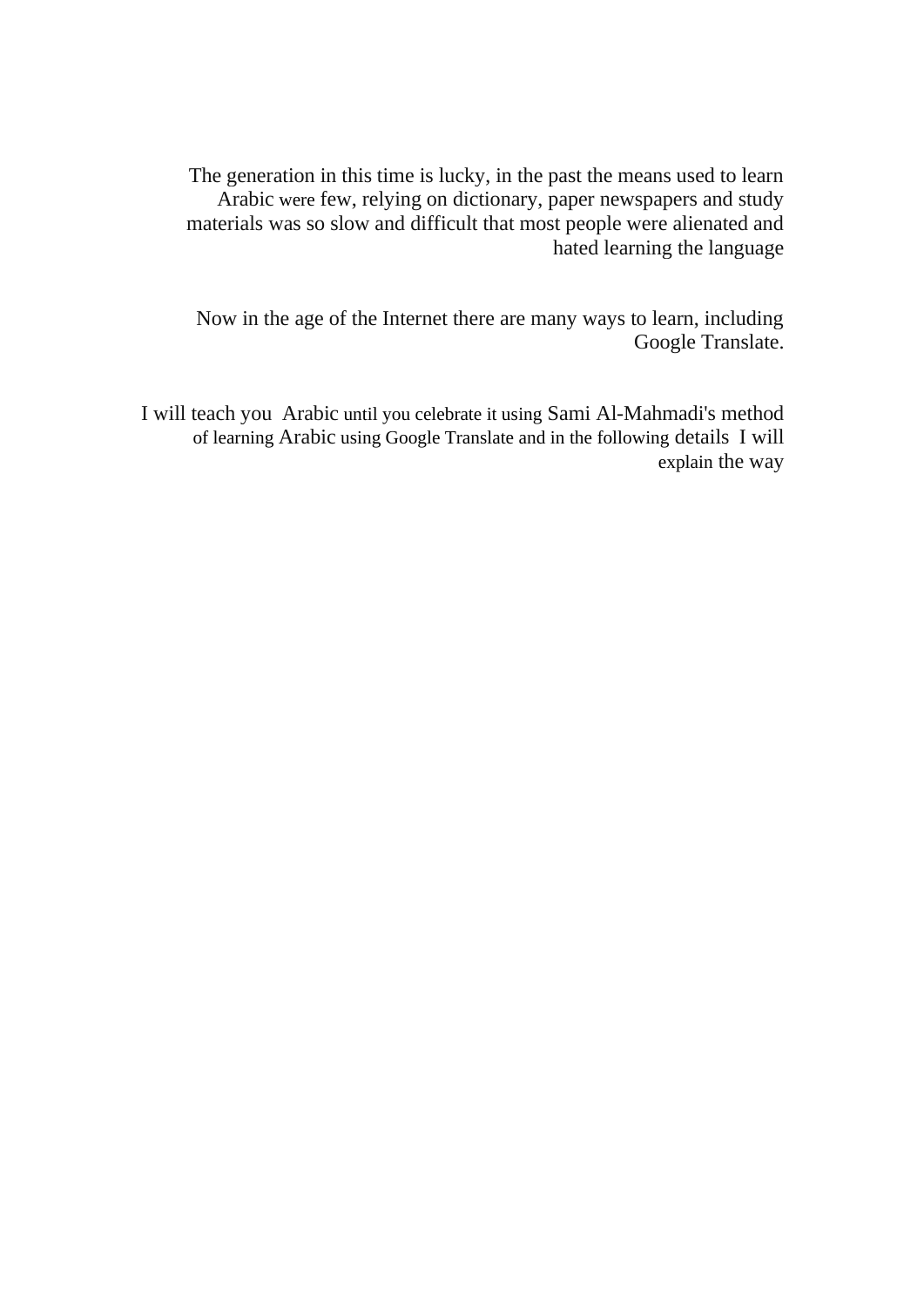The generation in this time is lucky, in the past the means used to learn Arabic were few, relying on dictionary, paper newspapers and study materials was so slow and difficult that most people were alienated and hated learning the language

Now in the age of the Internet there are many ways to learn, including Google Translate.

I will teach you Arabic until you celebrate it using Sami Al-Mahmadi's method of learning Arabic using Google Translate and in the following details I will explain the way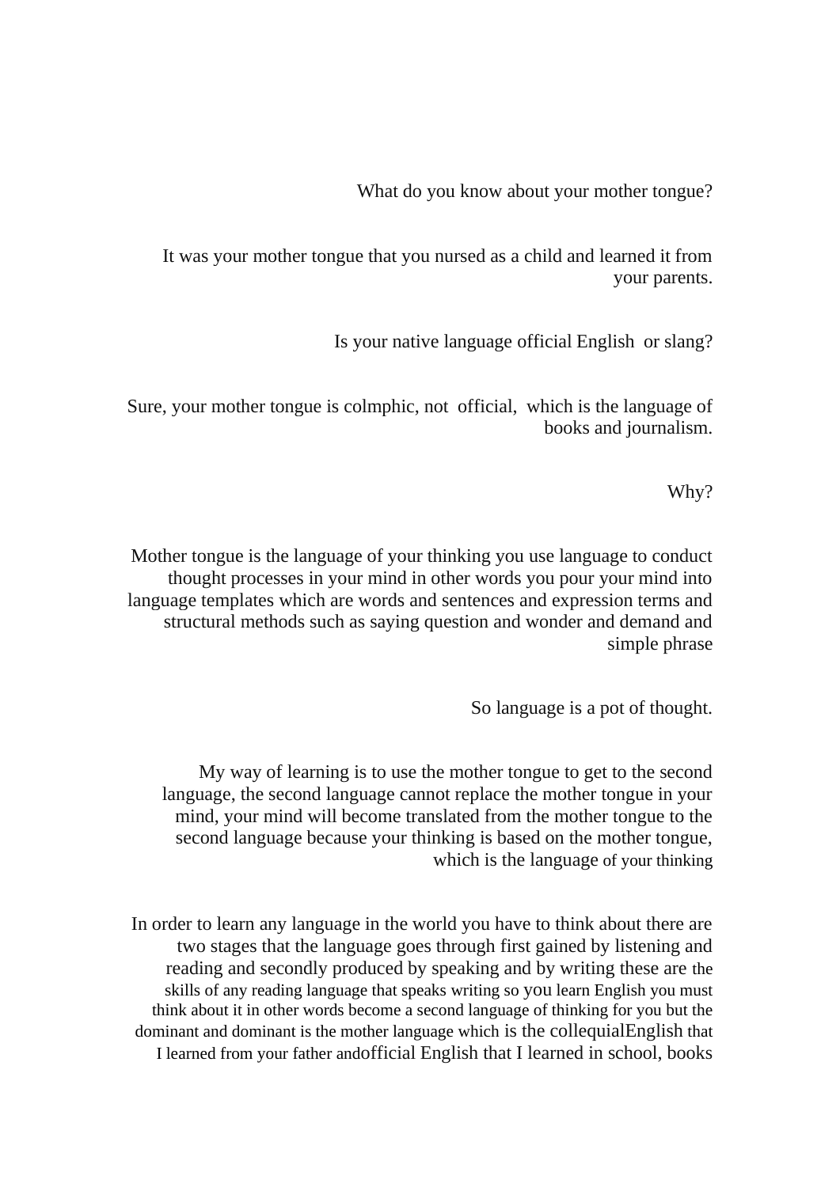What do you know about your mother tongue?

It was your mother tongue that you nursed as a child and learned it from your parents.

Is your native language official English  or slang?

Sure, your mother tongue is colmphic, not  official,  which is the language of books and journalism.

Why?

Mother tongue is the language of your thinking you use language to conduct thought processes in your mind in other words you pour your mind into language templates which are words and sentences and expression terms and structural methods such as saying question and wonder and demand and simple phrase

So language is a pot of thought.

My way of learning is to use the mother tongue to get to the second language, the second language cannot replace the mother tongue in your mind, your mind will become translated from the mother tongue to the second language because your thinking is based on the mother tongue, which is the language of your thinking

In order to learn any language in the world you have to think about there are two stages that the language goes through first gained by listening and reading and secondly produced by speaking and by writing these are the skills of any reading language that speaks writing so you learn English you must think about it in other words become a second language of thinking for you but the dominant and dominant is the mother language which is the collequialEnglish that I learned from your father andofficial English that I learned in school, books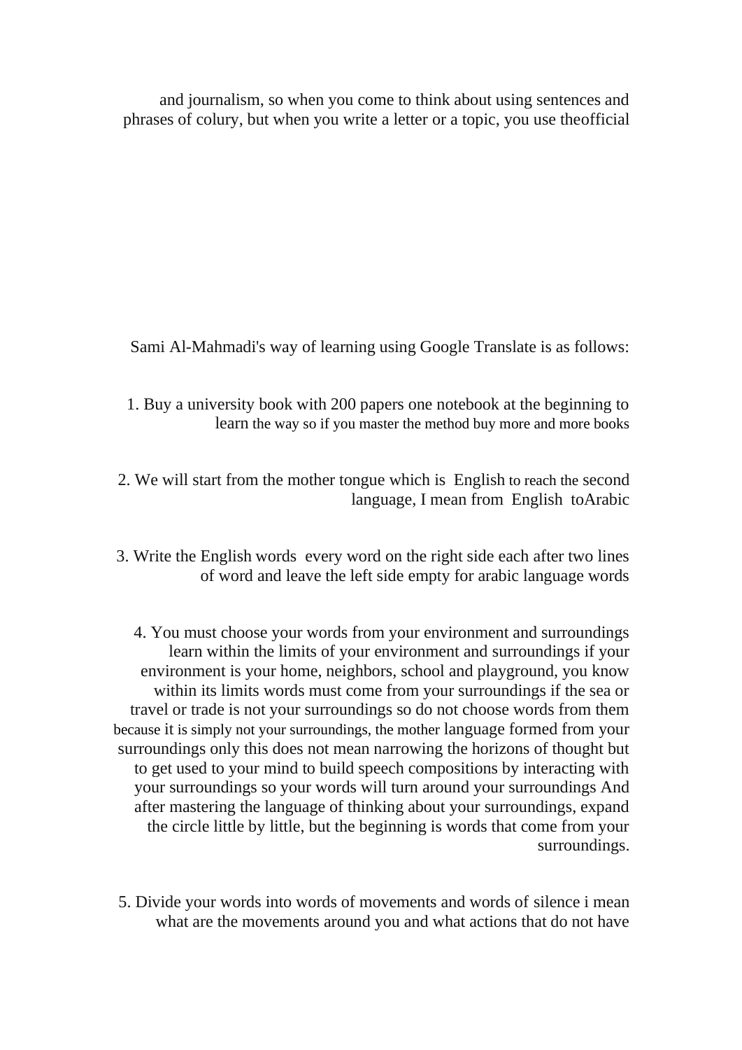and journalism, so when you come to think about using sentences and phrases of colury, but when you write a letter or a topic, you use theofficial

Sami Al-Mahmadi's way of learning using Google Translate is as follows:

1. Buy a university book with 200 papers one notebook at the beginning to learn the way so if you master the method buy more and more books

2. We will start from the mother tongue which is English to reach the second language, I mean from English toArabic

3. Write the English words every word on the right side each after two lines of word and leave the left side empty for arabic language words

4. You must choose your words from your environment and surroundings learn within the limits of your environment and surroundings if your environment is your home, neighbors, school and playground, you know within its limits words must come from your surroundings if the sea or travel or trade is not your surroundings so do not choose words from them because it is simply not your surroundings, the mother language formed from your surroundings only this does not mean narrowing the horizons of thought but to get used to your mind to build speech compositions by interacting with your surroundings so your words will turn around your surroundings And after mastering the language of thinking about your surroundings, expand the circle little by little, but the beginning is words that come from your surroundings.

5. Divide your words into words of movements and words of silence i mean what are the movements around you and what actions that do not have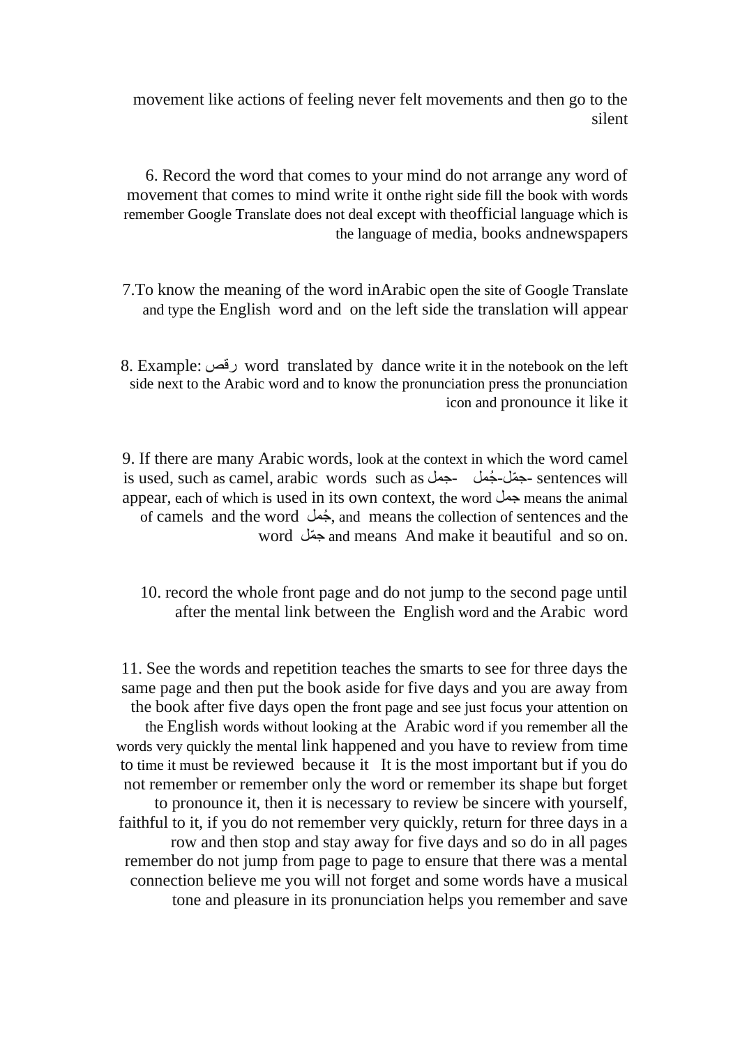movement like actions of feeling never felt movements and then go to the silent

6. Record the word that comes to your mind do not arrange any word of movement that comes to mind write it onthe right side fill the book with words remember Google Translate does not deal except with theofficial language which is the language of media, books andnewspapers

7.To know the meaning of the word inArabic open the site of Google Translate and type the English word and on the left side the translation will appear

8. Example: رقص word translated by dance write it in the notebook on the left side next to the Arabic word and to know the pronunciation press the pronunciation icon and pronounce it like it

9. If there are many Arabic words, look at the context in which the word camel is used, such as camel, arabic words such as جمل- جمّل-جُمل- sentences will appear, each of which is used in its own context, the word جمل means the animal of camels and the word جُمل, and means the collection of sentences and the word جمّل and means And make it beautiful and so on.

10. record the whole front page and do not jump to the second page until after the mental link between the English word and the Arabic word

11. See the words and repetition teaches the smarts to see for three days the same page and then put the book aside for five days and you are away from the book after five days open the front page and see just focus your attention on the English words without looking at the Arabic word if you remember all the words very quickly the mental link happened and you have to review from time to time it must be reviewed because it It is the most important but if you do not remember or remember only the word or remember its shape but forget to pronounce it, then it is necessary to review be sincere with yourself, faithful to it, if you do not remember very quickly, return for three days in a row and then stop and stay away for five days and so do in all pages remember do not jump from page to page to ensure that there was a mental connection believe me you will not forget and some words have a musical tone and pleasure in its pronunciation helps you remember and save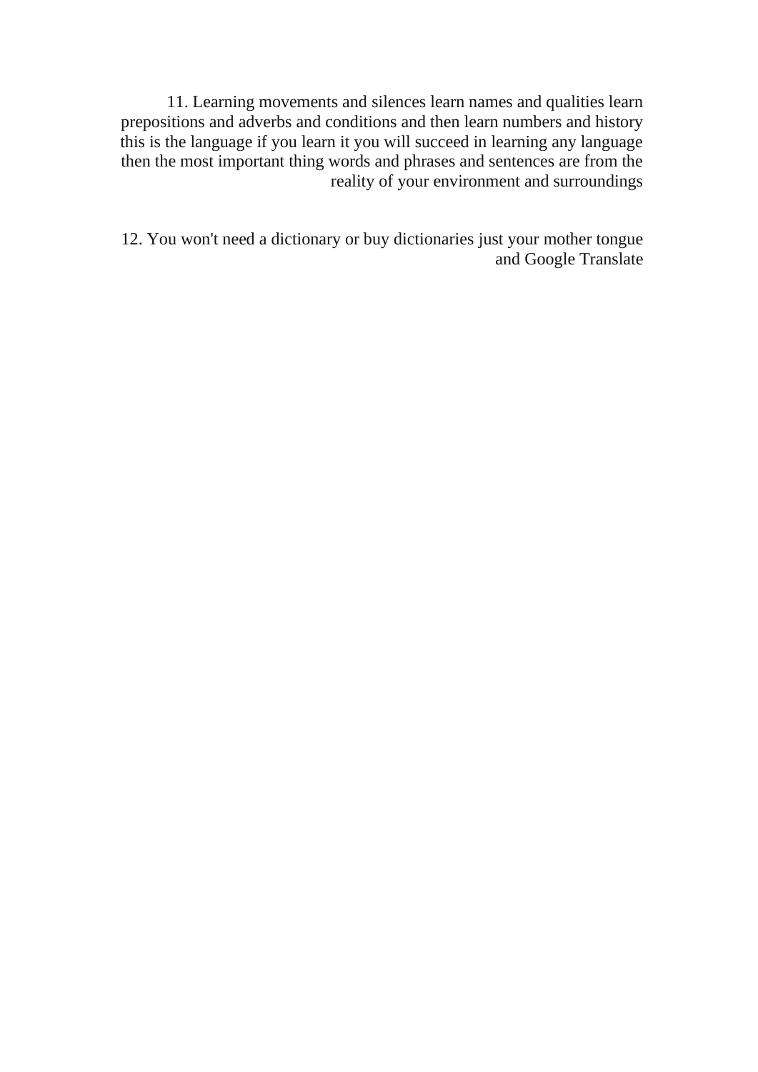11. Learning movements and silences learn names and qualities learn prepositions and adverbs and conditions and then learn numbers and history this is the language if you learn it you will succeed in learning any language then the most important thing words and phrases and sentences are from the reality of your environment and surroundings

12. You won't need a dictionary or buy dictionaries just your mother tongue and Google Translate